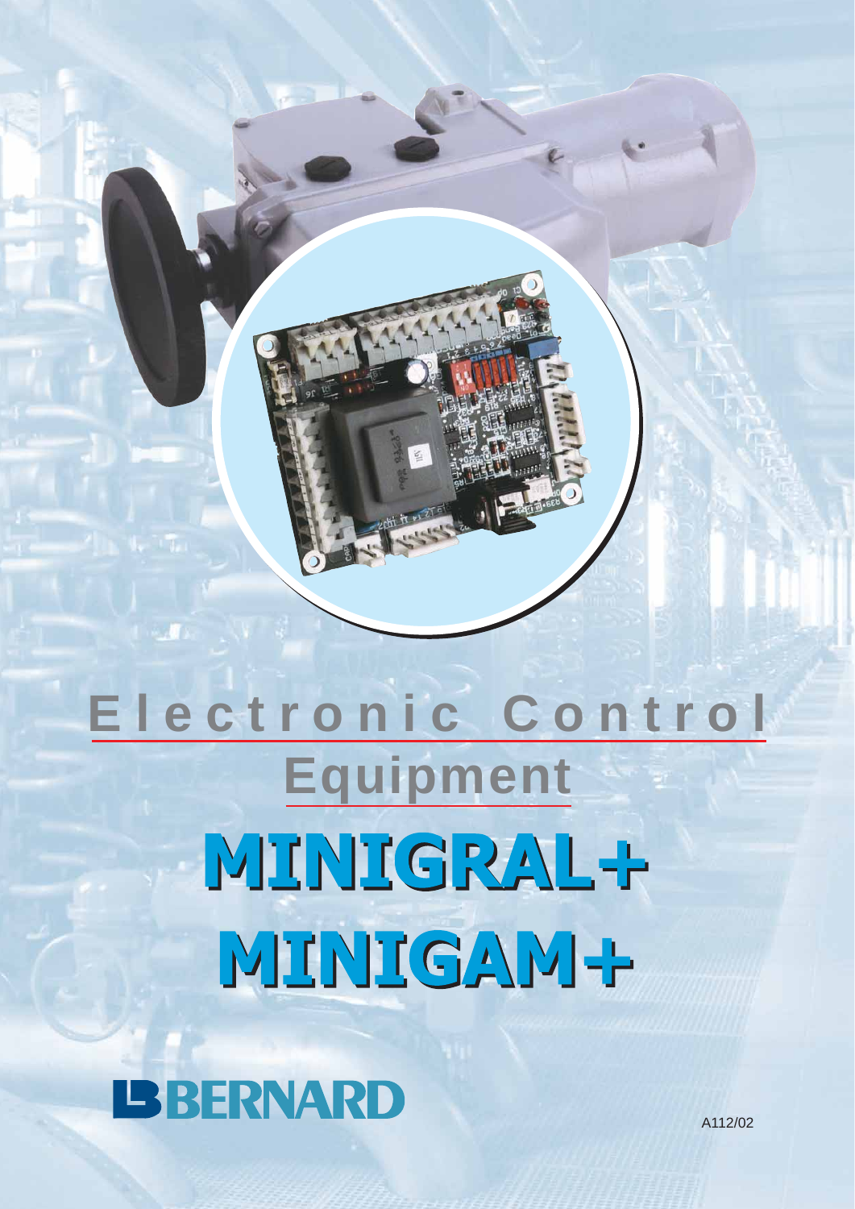# Electronic Control Equipment

# MINIGRAL+

# MINIGAM+

BERNARD

A112/02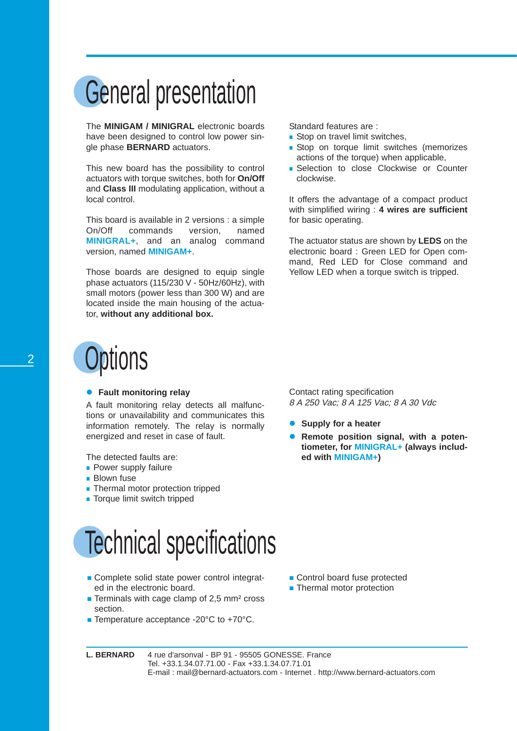# General presentation

The **MINIGAM / MINIGRAL** electronic boards have been designed to control low power single phase **BERNARD** actuators.

This new board has the possibility to control actuators with torque switches, both for **On/Off** and **Class III** modulating application, without a local control.

This board is available in 2 versions : a simple On/Off commands version, named **MINIGRAL+**, and an analog command version, named **MINIGAM+**.

Those boards are designed to equip single phase actuators (115/230 V - 50Hz/60Hz), with small motors (power less than 300 W) and are located inside the main housing of the actuator, **without any additional box.**

Standard features are :

- Stop on travel limit switches,
- Stop on torque limit switches (memorizes actions of the torque) when applicable,
- Selection to close Clockwise or Counter clockwise.

It offers the advantage of a compact product with simplified wiring : **4 wires are sufficient** for basic operating.

The actuator status are shown by **LEDS** on the electronic board : Green LED for Open command, Red LED for Close command and Yellow LED when a torque switch is tripped.

# Options

- **Fault monitoring relay**

A fault monitoring relay detects all malfunctions or unavailability and communicates this information remotely. The relay is normally energized and reset in case of fault.

The detected faults are:

- Power supply failure
- Blown fuse
- Thermal motor protection tripped
- Torque limit switch tripped

Contact rating specification
*8 A 250 Vac; 8 A 125 Vac; 8 A 30 Vdc*

- **Supply for a heater**
- **Remote position signal, with a potentiometer, for MINIGRAL+ (always included with MINIGAM+)**

# Technical specifications

- Complete solid state power control integrated in the electronic board.
- Terminals with cage clamp of 2,5 mm² cross section.
- Temperature acceptance -20°C to +70°C.
- Control board fuse protected
- Thermal motor protection

**L. BERNARD** 4 rue d'arsonval - BP 91 - 95505 GONESSE. France
Tel. +33.1.34.07.71.00 - Fax +33.1.34.07.71.01
E-mail : mail@bernard-actuators.com - Internet . http://www.bernard-actuators.com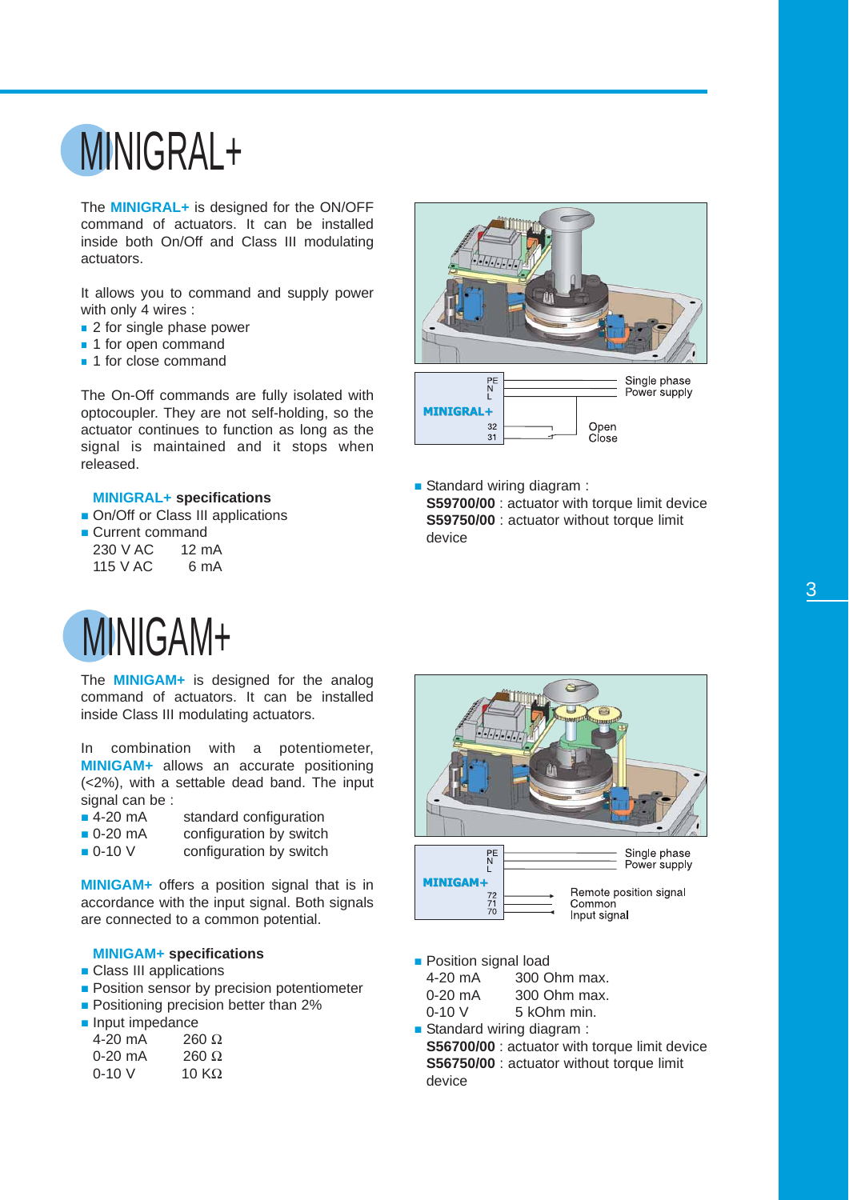# MINIGRAL+

The **MINIGRAL+** is designed for the ON/OFF command of actuators. It can be installed inside both On/Off and Class III modulating actuators.

It allows you to command and supply power with only 4 wires :

- 2 for single phase power
- 1 for open command
- 1 for close command

The On-Off commands are fully isolated with optocoupler. They are not self-holding, so the actuator continues to function as long as the signal is maintained and it stops when released.

**MINIGRAL+ specifications**

- On/Off or Class III applications
- Current command

| | |
|---|---|
| 230 V AC | 12 mA |
| 115 V AC | 6 mA |

- Standard wiring diagram :
  **S59700/00** : actuator with torque limit device
  **S59750/00** : actuator without torque limit device

# MINIGAM+

The **MINIGAM+** is designed for the analog command of actuators. It can be installed inside Class III modulating actuators.

In combination with a potentiometer, **MINIGAM+** allows an accurate positioning (<2%), with a settable dead band. The input signal can be :

- 4-20 mA    standard configuration
- 0-20 mA    configuration by switch
- 0-10 V    configuration by switch

**MINIGAM+** offers a position signal that is in accordance with the input signal. Both signals are connected to a common potential.

**MINIGAM+ specifications**

- Class III applications
- Position sensor by precision potentiometer
- Positioning precision better than 2%
- Input impedance

| | |
|---|---|
| 4-20 mA | 260 Ω |
| 0-20 mA | 260 Ω |
| 0-10 V | 10 KΩ |

- Position signal load

| | |
|---|---|
| 4-20 mA | 300 Ohm max. |
| 0-20 mA | 300 Ohm max. |
| 0-10 V | 5 kOhm min. |

- Standard wiring diagram :
  **S56700/00** : actuator with torque limit device
  **S56750/00** : actuator without torque limit device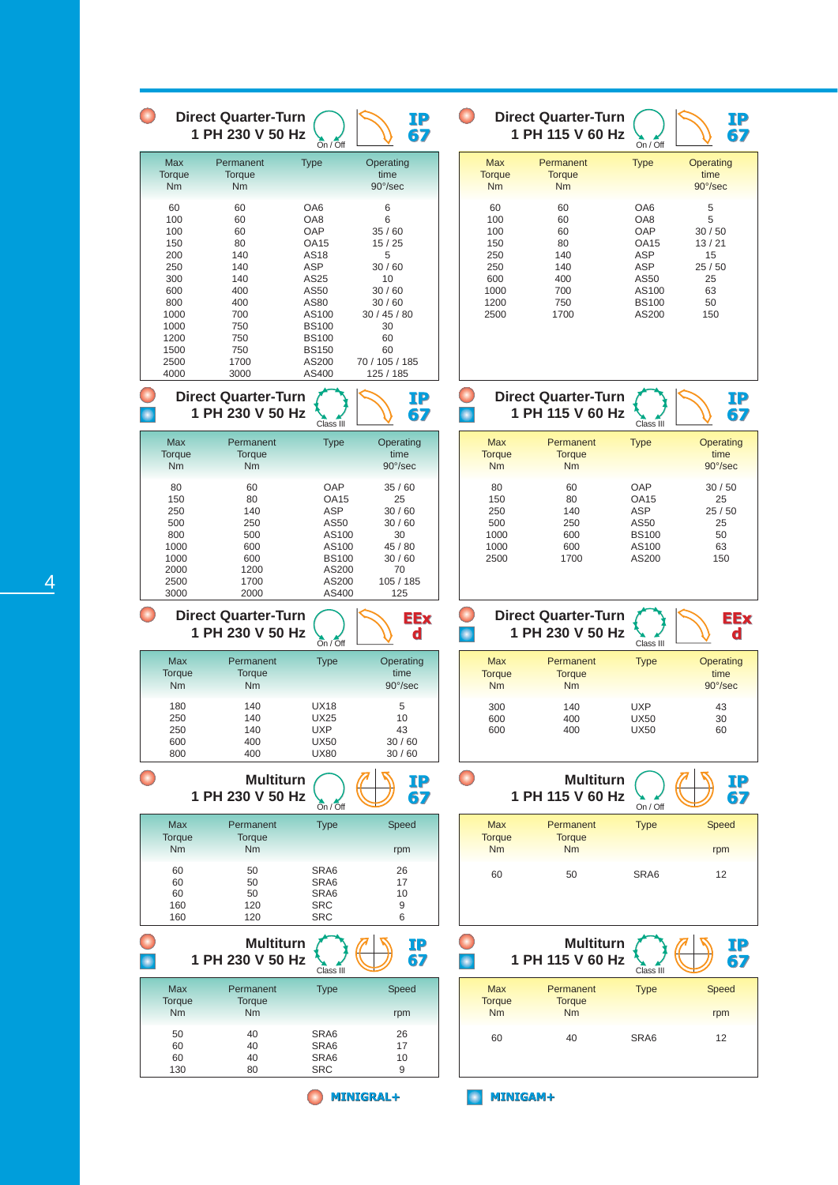## Direct Quarter-Turn 1 PH 230 V 50 Hz

On / Off — IP 67

| Max Torque Nm | Permanent Torque Nm | Type | Operating time 90°/sec |
|---|---|---|---|
| 60 | 60 | OA6 | 6 |
| 100 | 60 | OA8 | 6 |
| 100 | 60 | OAP | 35 / 60 |
| 150 | 80 | OA15 | 15 / 25 |
| 200 | 140 | AS18 | 5 |
| 250 | 140 | ASP | 30 / 60 |
| 300 | 140 | AS25 | 10 |
| 600 | 400 | AS50 | 30 / 60 |
| 800 | 400 | AS80 | 30 / 60 |
| 1000 | 700 | AS100 | 30 / 45 / 80 |
| 1000 | 750 | BS100 | 30 |
| 1200 | 750 | BS100 | 60 |
| 1500 | 750 | BS150 | 60 |
| 2500 | 1700 | AS200 | 70 / 105 / 185 |
| 4000 | 3000 | AS400 | 125 / 185 |

## Direct Quarter-Turn 1 PH 115 V 60 Hz

On / Off — IP 67

| Max Torque Nm | Permanent Torque Nm | Type | Operating time 90°/sec |
|---|---|---|---|
| 60 | 60 | OA6 | 5 |
| 100 | 60 | OA8 | 5 |
| 100 | 60 | OAP | 30 / 50 |
| 150 | 80 | OA15 | 13 / 21 |
| 250 | 140 | ASP | 15 |
| 250 | 140 | ASP | 25 / 50 |
| 600 | 400 | AS50 | 25 |
| 1000 | 700 | AS100 | 63 |
| 1200 | 750 | BS100 | 50 |
| 2500 | 1700 | AS200 | 150 |

## Direct Quarter-Turn 1 PH 230 V 50 Hz

Class III — IP 67

| Max Torque Nm | Permanent Torque Nm | Type | Operating time 90°/sec |
|---|---|---|---|
| 80 | 60 | OAP | 35 / 60 |
| 150 | 80 | OA15 | 25 |
| 250 | 140 | ASP | 30 / 60 |
| 500 | 250 | AS50 | 30 / 60 |
| 800 | 500 | AS100 | 30 |
| 1000 | 600 | AS100 | 45 / 80 |
| 1000 | 600 | BS100 | 30 / 60 |
| 2000 | 1200 | AS200 | 70 |
| 2500 | 1700 | AS200 | 105 / 185 |
| 3000 | 2000 | AS400 | 125 |

## Direct Quarter-Turn 1 PH 115 V 60 Hz

Class III — IP 67

| Max Torque Nm | Permanent Torque Nm | Type | Operating time 90°/sec |
|---|---|---|---|
| 80 | 60 | OAP | 30 / 50 |
| 150 | 80 | OA15 | 25 |
| 250 | 140 | ASP | 25 / 50 |
| 500 | 250 | AS50 | 25 |
| 1000 | 600 | BS100 | 50 |
| 1000 | 600 | AS100 | 63 |
| 2500 | 1700 | AS200 | 150 |

## Direct Quarter-Turn 1 PH 230 V 50 Hz

On / Off — EEx d

| Max Torque Nm | Permanent Torque Nm | Type | Operating time 90°/sec |
|---|---|---|---|
| 180 | 140 | UX18 | 5 |
| 250 | 140 | UX25 | 10 |
| 250 | 140 | UXP | 43 |
| 600 | 400 | UX50 | 30 / 60 |
| 800 | 400 | UX80 | 30 / 60 |

## Direct Quarter-Turn 1 PH 230 V 50 Hz

Class III — EEx d

| Max Torque Nm | Permanent Torque Nm | Type | Operating time 90°/sec |
|---|---|---|---|
| 300 | 140 | UXP | 43 |
| 600 | 400 | UX50 | 30 |
| 600 | 400 | UX50 | 60 |

## Multiturn 1 PH 230 V 50 Hz

On / Off — IP 67

| Max Torque Nm | Permanent Torque Nm | Type | Speed rpm |
|---|---|---|---|
| 60 | 50 | SRA6 | 26 |
| 60 | 50 | SRA6 | 17 |
| 60 | 50 | SRA6 | 10 |
| 160 | 120 | SRC | 9 |
| 160 | 120 | SRC | 6 |

## Multiturn 1 PH 115 V 60 Hz

On / Off — IP 67

| Max Torque Nm | Permanent Torque Nm | Type | Speed rpm |
|---|---|---|---|
| 60 | 50 | SRA6 | 12 |

## Multiturn 1 PH 230 V 50 Hz

Class III — IP 67

| Max Torque Nm | Permanent Torque Nm | Type | Speed rpm |
|---|---|---|---|
| 50 | 40 | SRA6 | 26 |
| 60 | 40 | SRA6 | 17 |
| 60 | 40 | SRA6 | 10 |
| 130 | 80 | SRC | 9 |

## Multiturn 1 PH 115 V 60 Hz

Class III — IP 67

| Max Torque Nm | Permanent Torque Nm | Type | Speed rpm |
|---|---|---|---|
| 60 | 40 | SRA6 | 12 |

MINIGRAL+ — MINIGAM+